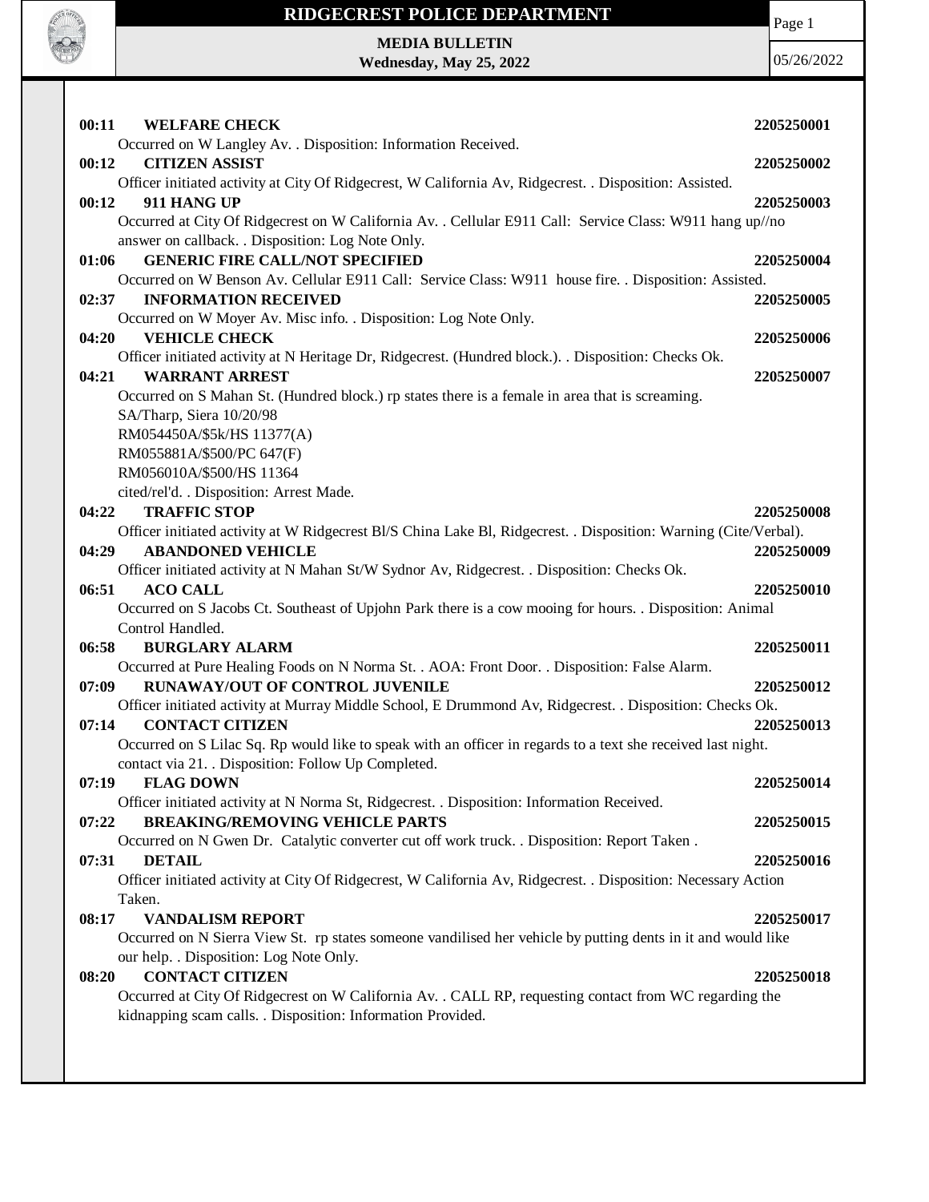# RIDGECREST POLICE DEPARTMENT

**MEDIA BULLETIN**
**Wednesday, May 25, 2022**

05/26/2022

**00:11 WELFARE CHECK** **2205250001**
Occurred on W Langley Av. . Disposition: Information Received.

**00:12 CITIZEN ASSIST** **2205250002**
Officer initiated activity at City Of Ridgecrest, W California Av, Ridgecrest. . Disposition: Assisted.

**00:12 911 HANG UP** **2205250003**
Occurred at City Of Ridgecrest on W California Av. . Cellular E911 Call: Service Class: W911 hang up//no answer on callback. . Disposition: Log Note Only.

**01:06 GENERIC FIRE CALL/NOT SPECIFIED** **2205250004**
Occurred on W Benson Av. Cellular E911 Call: Service Class: W911 house fire. . Disposition: Assisted.

**02:37 INFORMATION RECEIVED** **2205250005**
Occurred on W Moyer Av. Misc info. . Disposition: Log Note Only.

**04:20 VEHICLE CHECK** **2205250006**
Officer initiated activity at N Heritage Dr, Ridgecrest. (Hundred block.). . Disposition: Checks Ok.

**04:21 WARRANT ARREST** **2205250007**
Occurred on S Mahan St. (Hundred block.) rp states there is a female in area that is screaming.
SA/Tharp, Siera 10/20/98
RM054450A/$5k/HS 11377(A)
RM055881A/$500/PC 647(F)
RM056010A/$500/HS 11364
cited/rel'd. . Disposition: Arrest Made.

**04:22 TRAFFIC STOP** **2205250008**
Officer initiated activity at W Ridgecrest Bl/S China Lake Bl, Ridgecrest. . Disposition: Warning (Cite/Verbal).

**04:29 ABANDONED VEHICLE** **2205250009**
Officer initiated activity at N Mahan St/W Sydnor Av, Ridgecrest. . Disposition: Checks Ok.

**06:51 ACO CALL** **2205250010**
Occurred on S Jacobs Ct. Southeast of Upjohn Park there is a cow mooing for hours. . Disposition: Animal Control Handled.

**06:58 BURGLARY ALARM** **2205250011**
Occurred at Pure Healing Foods on N Norma St. . AOA: Front Door. . Disposition: False Alarm.

**07:09 RUNAWAY/OUT OF CONTROL JUVENILE** **2205250012**
Officer initiated activity at Murray Middle School, E Drummond Av, Ridgecrest. . Disposition: Checks Ok.

**07:14 CONTACT CITIZEN** **2205250013**
Occurred on S Lilac Sq. Rp would like to speak with an officer in regards to a text she received last night. contact via 21. . Disposition: Follow Up Completed.

**07:19 FLAG DOWN** **2205250014**
Officer initiated activity at N Norma St, Ridgecrest. . Disposition: Information Received.

**07:22 BREAKING/REMOVING VEHICLE PARTS** **2205250015**
Occurred on N Gwen Dr. Catalytic converter cut off work truck. . Disposition: Report Taken .

**07:31 DETAIL** **2205250016**
Officer initiated activity at City Of Ridgecrest, W California Av, Ridgecrest. . Disposition: Necessary Action Taken.

**08:17 VANDALISM REPORT** **2205250017**
Occurred on N Sierra View St. rp states someone vandalised her vehicle by putting dents in it and would like our help. . Disposition: Log Note Only.

**08:20 CONTACT CITIZEN** **2205250018**
Occurred at City Of Ridgecrest on W California Av. . CALL RP, requesting contact from WC regarding the kidnapping scam calls. . Disposition: Information Provided.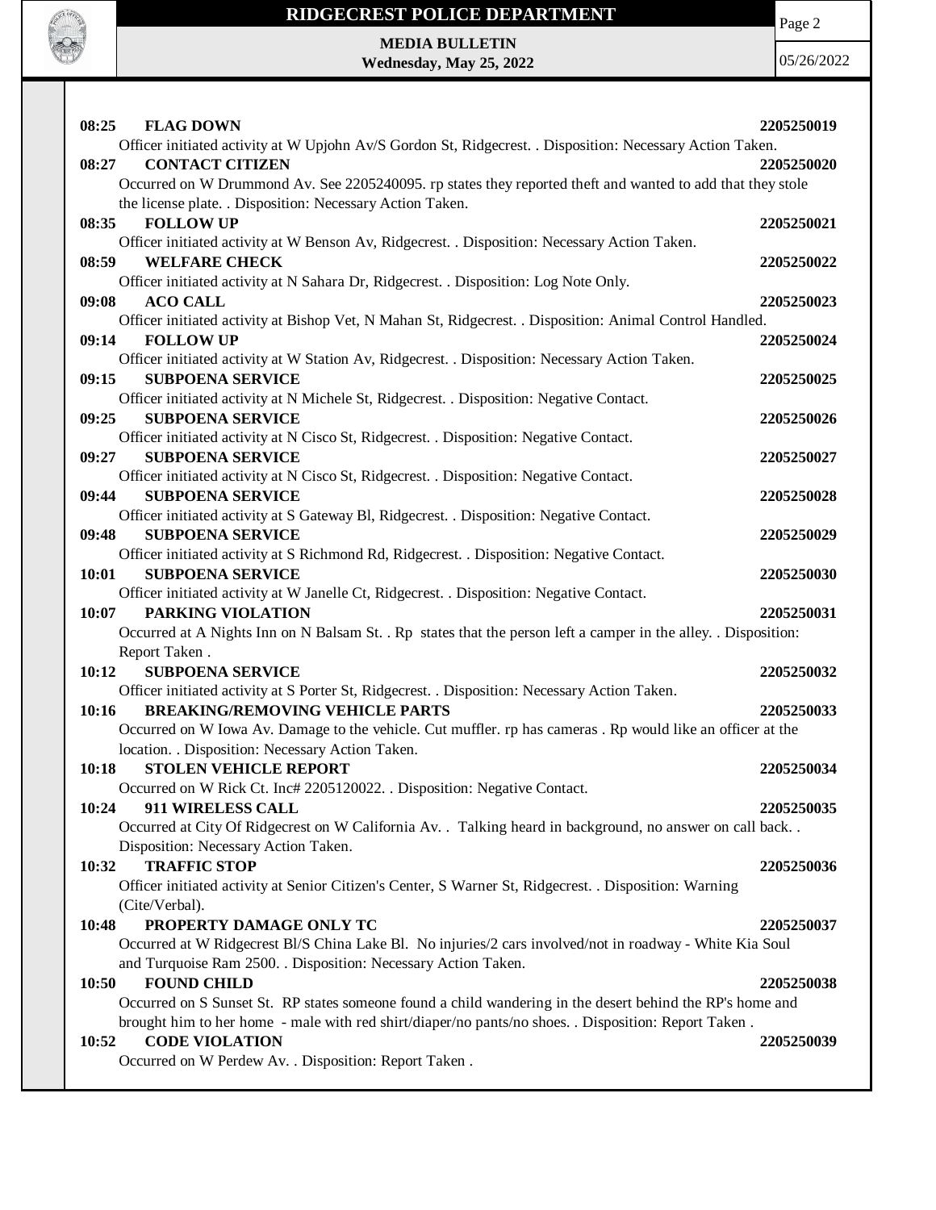**08:25 FLAG DOWN** **2205250019**
Officer initiated activity at W Upjohn Av/S Gordon St, Ridgecrest. . Disposition: Necessary Action Taken.

**08:27 CONTACT CITIZEN** **2205250020**
Occurred on W Drummond Av. See 2205240095. rp states they reported theft and wanted to add that they stole the license plate. . Disposition: Necessary Action Taken.

**08:35 FOLLOW UP** **2205250021**
Officer initiated activity at W Benson Av, Ridgecrest. . Disposition: Necessary Action Taken.

**08:59 WELFARE CHECK** **2205250022**
Officer initiated activity at N Sahara Dr, Ridgecrest. . Disposition: Log Note Only.

**09:08 ACO CALL** **2205250023**
Officer initiated activity at Bishop Vet, N Mahan St, Ridgecrest. . Disposition: Animal Control Handled.

**09:14 FOLLOW UP** **2205250024**
Officer initiated activity at W Station Av, Ridgecrest. . Disposition: Necessary Action Taken.

**09:15 SUBPOENA SERVICE** **2205250025**
Officer initiated activity at N Michele St, Ridgecrest. . Disposition: Negative Contact.

**09:25 SUBPOENA SERVICE** **2205250026**
Officer initiated activity at N Cisco St, Ridgecrest. . Disposition: Negative Contact.

**09:27 SUBPOENA SERVICE** **2205250027**
Officer initiated activity at N Cisco St, Ridgecrest. . Disposition: Negative Contact.

**09:44 SUBPOENA SERVICE** **2205250028**
Officer initiated activity at S Gateway Bl, Ridgecrest. . Disposition: Negative Contact.

**09:48 SUBPOENA SERVICE** **2205250029**
Officer initiated activity at S Richmond Rd, Ridgecrest. . Disposition: Negative Contact.

**10:01 SUBPOENA SERVICE** **2205250030**
Officer initiated activity at W Janelle Ct, Ridgecrest. . Disposition: Negative Contact.

**10:07 PARKING VIOLATION** **2205250031**
Occurred at A Nights Inn on N Balsam St. . Rp states that the person left a camper in the alley. . Disposition: Report Taken .

**10:12 SUBPOENA SERVICE** **2205250032**
Officer initiated activity at S Porter St, Ridgecrest. . Disposition: Necessary Action Taken.

**10:16 BREAKING/REMOVING VEHICLE PARTS** **2205250033**
Occurred on W Iowa Av. Damage to the vehicle. Cut muffler. rp has cameras . Rp would like an officer at the location. . Disposition: Necessary Action Taken.

**10:18 STOLEN VEHICLE REPORT** **2205250034**
Occurred on W Rick Ct. Inc# 2205120022. . Disposition: Negative Contact.

**10:24 911 WIRELESS CALL** **2205250035**
Occurred at City Of Ridgecrest on W California Av. . Talking heard in background, no answer on call back. . Disposition: Necessary Action Taken.

**10:32 TRAFFIC STOP** **2205250036**
Officer initiated activity at Senior Citizen's Center, S Warner St, Ridgecrest. . Disposition: Warning (Cite/Verbal).

**10:48 PROPERTY DAMAGE ONLY TC** **2205250037**
Occurred at W Ridgecrest Bl/S China Lake Bl. No injuries/2 cars involved/not in roadway - White Kia Soul and Turquoise Ram 2500. . Disposition: Necessary Action Taken.

**10:50 FOUND CHILD** **2205250038**
Occurred on S Sunset St. RP states someone found a child wandering in the desert behind the RP's home and brought him to her home - male with red shirt/diaper/no pants/no shoes. . Disposition: Report Taken .

**10:52 CODE VIOLATION** **2205250039**
Occurred on W Perdew Av. . Disposition: Report Taken .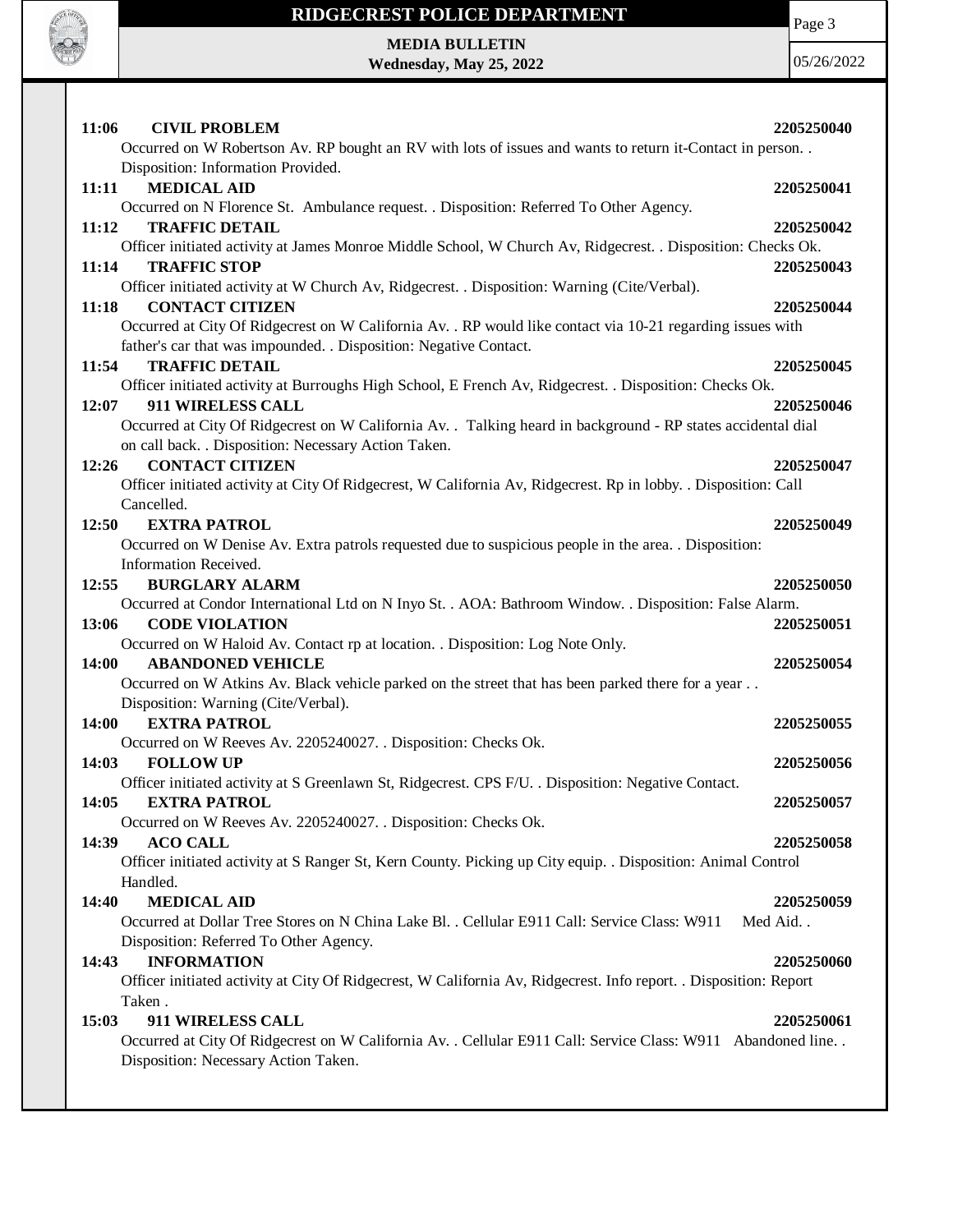**11:06 CIVIL PROBLEM 2205250040**
Occurred on W Robertson Av. RP bought an RV with lots of issues and wants to return it-Contact in person. . Disposition: Information Provided.

**11:11 MEDICAL AID 2205250041**
Occurred on N Florence St. Ambulance request. . Disposition: Referred To Other Agency.

**11:12 TRAFFIC DETAIL 2205250042**
Officer initiated activity at James Monroe Middle School, W Church Av, Ridgecrest. . Disposition: Checks Ok.

**11:14 TRAFFIC STOP 2205250043**
Officer initiated activity at W Church Av, Ridgecrest. . Disposition: Warning (Cite/Verbal).

**11:18 CONTACT CITIZEN 2205250044**
Occurred at City Of Ridgecrest on W California Av. . RP would like contact via 10-21 regarding issues with father's car that was impounded. . Disposition: Negative Contact.

**11:54 TRAFFIC DETAIL 2205250045**
Officer initiated activity at Burroughs High School, E French Av, Ridgecrest. . Disposition: Checks Ok.

**12:07 911 WIRELESS CALL 2205250046**
Occurred at City Of Ridgecrest on W California Av. . Talking heard in background - RP states accidental dial on call back. . Disposition: Necessary Action Taken.

**12:26 CONTACT CITIZEN 2205250047**
Officer initiated activity at City Of Ridgecrest, W California Av, Ridgecrest. Rp in lobby. . Disposition: Call Cancelled.

**12:50 EXTRA PATROL 2205250049**
Occurred on W Denise Av. Extra patrols requested due to suspicious people in the area. . Disposition: Information Received.

**12:55 BURGLARY ALARM 2205250050**
Occurred at Condor International Ltd on N Inyo St. . AOA: Bathroom Window. . Disposition: False Alarm.

**13:06 CODE VIOLATION 2205250051**
Occurred on W Haloid Av. Contact rp at location. . Disposition: Log Note Only.

**14:00 ABANDONED VEHICLE 2205250054**
Occurred on W Atkins Av. Black vehicle parked on the street that has been parked there for a year . . Disposition: Warning (Cite/Verbal).

**14:00 EXTRA PATROL 2205250055**
Occurred on W Reeves Av. 2205240027. . Disposition: Checks Ok.

**14:03 FOLLOW UP 2205250056**
Officer initiated activity at S Greenlawn St, Ridgecrest. CPS F/U. . Disposition: Negative Contact.

**14:05 EXTRA PATROL 2205250057**
Occurred on W Reeves Av. 2205240027. . Disposition: Checks Ok.

**14:39 ACO CALL 2205250058**
Officer initiated activity at S Ranger St, Kern County. Picking up City equip. . Disposition: Animal Control Handled.

**14:40 MEDICAL AID 2205250059**
Occurred at Dollar Tree Stores on N China Lake Bl. . Cellular E911 Call: Service Class: W911 Med Aid. . Disposition: Referred To Other Agency.

**14:43 INFORMATION 2205250060**
Officer initiated activity at City Of Ridgecrest, W California Av, Ridgecrest. Info report. . Disposition: Report Taken .

**15:03 911 WIRELESS CALL 2205250061**
Occurred at City Of Ridgecrest on W California Av. . Cellular E911 Call: Service Class: W911 Abandoned line. . Disposition: Necessary Action Taken.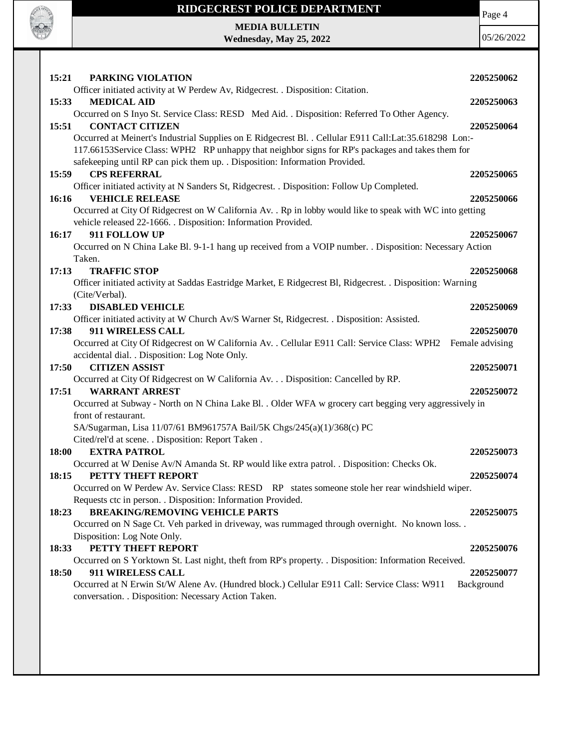**15:21 PARKING VIOLATION 2205250062**

Officer initiated activity at W Perdew Av, Ridgecrest. . Disposition: Citation.

**15:33 MEDICAL AID 2205250063**

Occurred on S Inyo St. Service Class: RESD Med Aid. . Disposition: Referred To Other Agency.

**15:51 CONTACT CITIZEN 2205250064**

Occurred at Meinert's Industrial Supplies on E Ridgecrest Bl. . Cellular E911 Call:Lat:35.618298 Lon:-117.66153Service Class: WPH2 RP unhappy that neighbor signs for RP's packages and takes them for safekeeping until RP can pick them up. . Disposition: Information Provided.

**15:59 CPS REFERRAL 2205250065**

Officer initiated activity at N Sanders St, Ridgecrest. . Disposition: Follow Up Completed.

**16:16 VEHICLE RELEASE 2205250066**

Occurred at City Of Ridgecrest on W California Av. . Rp in lobby would like to speak with WC into getting vehicle released 22-1666. . Disposition: Information Provided.

**16:17 911 FOLLOW UP 2205250067**

Occurred on N China Lake Bl. 9-1-1 hang up received from a VOIP number. . Disposition: Necessary Action Taken.

**17:13 TRAFFIC STOP 2205250068**

Officer initiated activity at Saddas Eastridge Market, E Ridgecrest Bl, Ridgecrest. . Disposition: Warning (Cite/Verbal).

**17:33 DISABLED VEHICLE 2205250069**

Officer initiated activity at W Church Av/S Warner St, Ridgecrest. . Disposition: Assisted.

**17:38 911 WIRELESS CALL 2205250070**

Occurred at City Of Ridgecrest on W California Av. . Cellular E911 Call: Service Class: WPH2 Female advising accidental dial. . Disposition: Log Note Only.

**17:50 CITIZEN ASSIST 2205250071**

Occurred at City Of Ridgecrest on W California Av. . . Disposition: Cancelled by RP.

**17:51 WARRANT ARREST 2205250072**

Occurred at Subway - North on N China Lake Bl. . Older WFA w grocery cart begging very aggressively in front of restaurant.
SA/Sugarman, Lisa 11/07/61 BM961757A Bail/5K Chgs/245(a)(1)/368(c) PC
Cited/rel'd at scene. . Disposition: Report Taken .

**18:00 EXTRA PATROL 2205250073**

Occurred at W Denise Av/N Amanda St. RP would like extra patrol. . Disposition: Checks Ok.

**18:15 PETTY THEFT REPORT 2205250074**

Occurred on W Perdew Av. Service Class: RESD RP states someone stole her rear windshield wiper. Requests ctc in person. . Disposition: Information Provided.

**18:23 BREAKING/REMOVING VEHICLE PARTS 2205250075**

Occurred on N Sage Ct. Veh parked in driveway, was rummaged through overnight. No known loss. . Disposition: Log Note Only.

**18:33 PETTY THEFT REPORT 2205250076**

Occurred on S Yorktown St. Last night, theft from RP's property. . Disposition: Information Received.

**18:50 911 WIRELESS CALL 2205250077**

Occurred at N Erwin St/W Alene Av. (Hundred block.) Cellular E911 Call: Service Class: W911 Background conversation. . Disposition: Necessary Action Taken.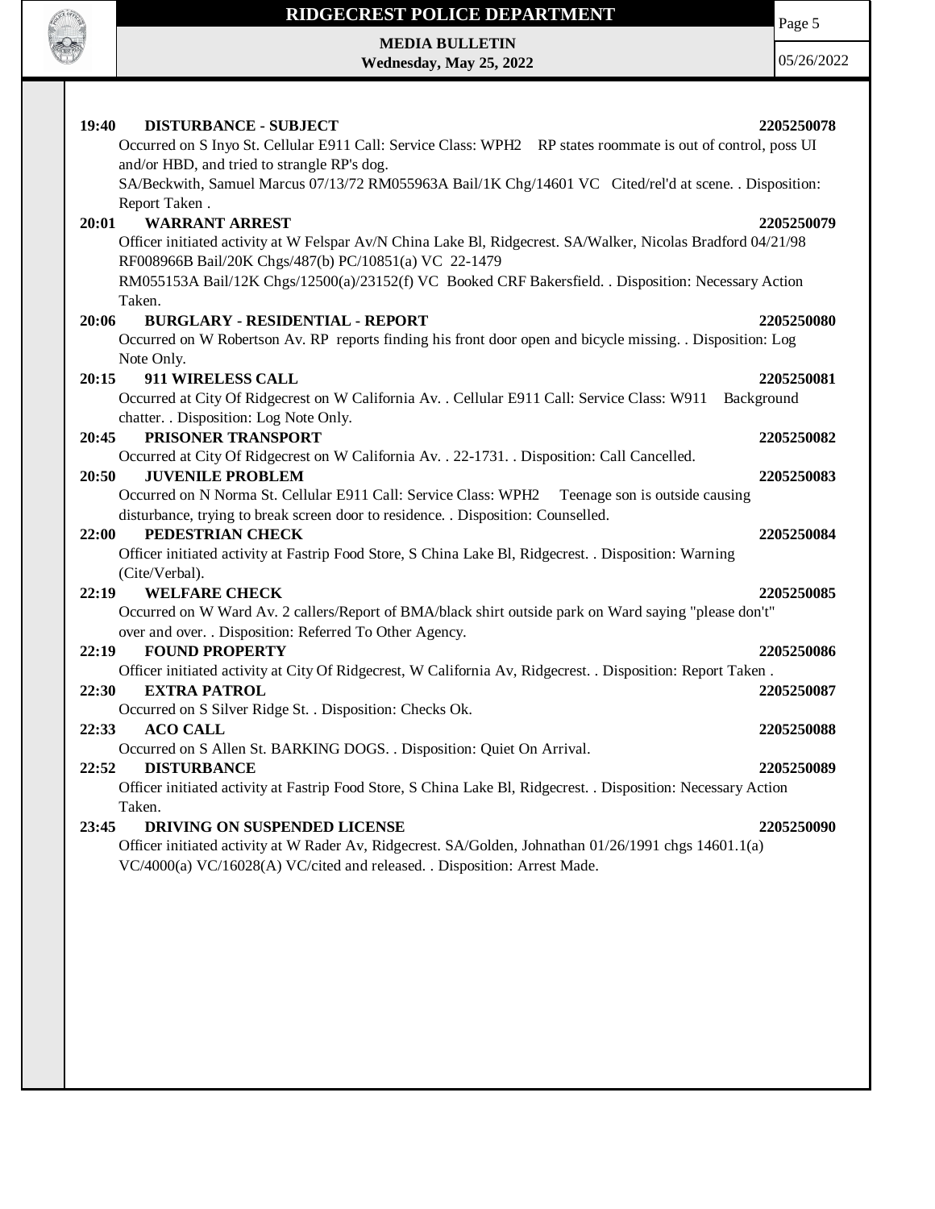**19:40 DISTURBANCE - SUBJECT** **2205250078**

Occurred on S Inyo St. Cellular E911 Call: Service Class: WPH2 RP states roommate is out of control, poss UI and/or HBD, and tried to strangle RP's dog.
SA/Beckwith, Samuel Marcus 07/13/72 RM055963A Bail/1K Chg/14601 VC Cited/rel'd at scene. . Disposition: Report Taken .

**20:01 WARRANT ARREST** **2205250079**

Officer initiated activity at W Felspar Av/N China Lake Bl, Ridgecrest. SA/Walker, Nicolas Bradford 04/21/98 RF008966B Bail/20K Chgs/487(b) PC/10851(a) VC 22-1479
RM055153A Bail/12K Chgs/12500(a)/23152(f) VC Booked CRF Bakersfield. . Disposition: Necessary Action Taken.

**20:06 BURGLARY - RESIDENTIAL - REPORT** **2205250080**

Occurred on W Robertson Av. RP reports finding his front door open and bicycle missing. . Disposition: Log Note Only.

**20:15 911 WIRELESS CALL** **2205250081**

Occurred at City Of Ridgecrest on W California Av. . Cellular E911 Call: Service Class: W911 Background chatter. . Disposition: Log Note Only.

**20:45 PRISONER TRANSPORT** **2205250082**

Occurred at City Of Ridgecrest on W California Av. . 22-1731. . Disposition: Call Cancelled.

**20:50 JUVENILE PROBLEM** **2205250083**

Occurred on N Norma St. Cellular E911 Call: Service Class: WPH2 Teenage son is outside causing disturbance, trying to break screen door to residence. . Disposition: Counselled.

**22:00 PEDESTRIAN CHECK** **2205250084**

Officer initiated activity at Fastrip Food Store, S China Lake Bl, Ridgecrest. . Disposition: Warning (Cite/Verbal).

**22:19 WELFARE CHECK** **2205250085**

Occurred on W Ward Av. 2 callers/Report of BMA/black shirt outside park on Ward saying "please don't" over and over. . Disposition: Referred To Other Agency.

**22:19 FOUND PROPERTY** **2205250086**

Officer initiated activity at City Of Ridgecrest, W California Av, Ridgecrest. . Disposition: Report Taken .

**22:30 EXTRA PATROL** **2205250087**

Occurred on S Silver Ridge St. . Disposition: Checks Ok.

**22:33 ACO CALL** **2205250088**

Occurred on S Allen St. BARKING DOGS. . Disposition: Quiet On Arrival.

**22:52 DISTURBANCE** **2205250089**

Officer initiated activity at Fastrip Food Store, S China Lake Bl, Ridgecrest. . Disposition: Necessary Action Taken.

**23:45 DRIVING ON SUSPENDED LICENSE** **2205250090**

Officer initiated activity at W Rader Av, Ridgecrest. SA/Golden, Johnathan 01/26/1991 chgs 14601.1(a) VC/4000(a) VC/16028(A) VC/cited and released. . Disposition: Arrest Made.